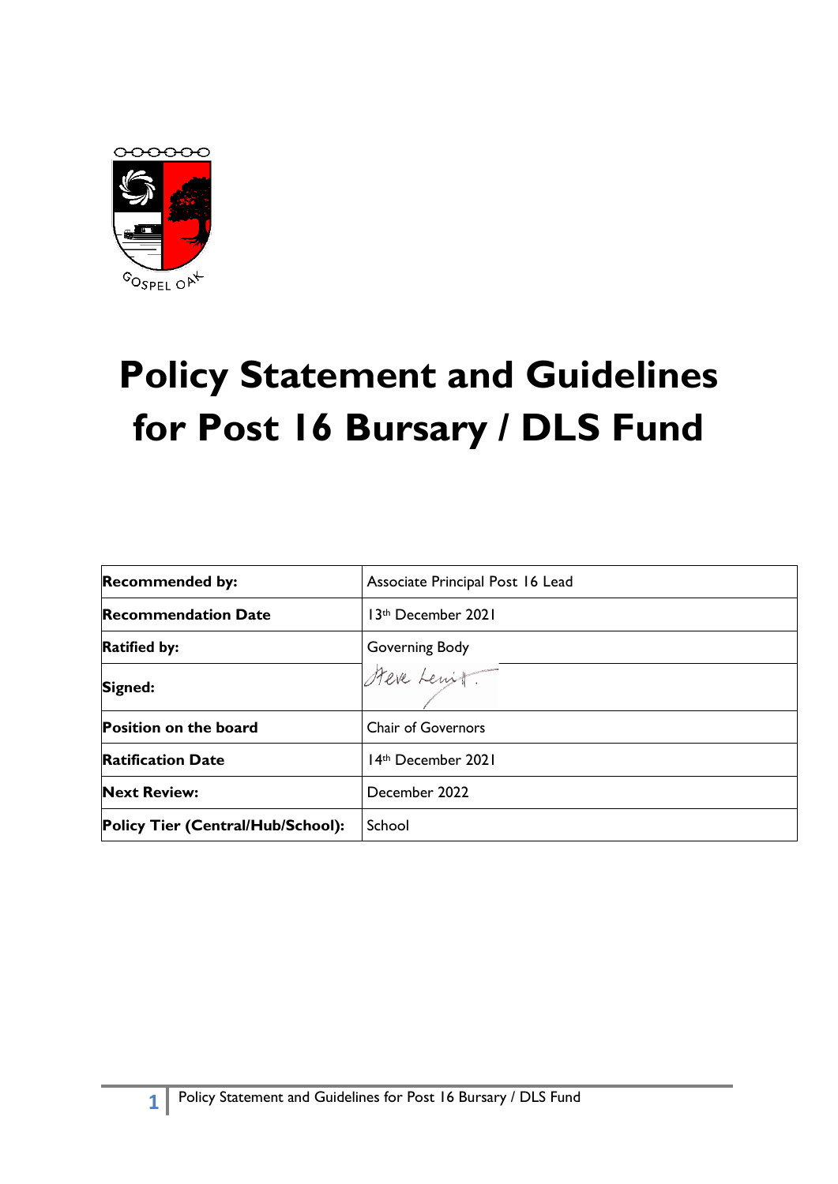GOSPEL OAK

# Policy Statement and Guidelines for Post 16 Bursary / DLS Fund

| Recommended by: | Associate Principal Post 16 Lead |
|---|---|
| Recommendation Date | 13th December 2021 |
| Ratified by: | Governing Body |
| Signed: | Steve Lewitt |
| Position on the board | Chair of Governors |
| Ratification Date | 14th December 2021 |
| Next Review: | December 2022 |
| Policy Tier (Central/Hub/School): | School |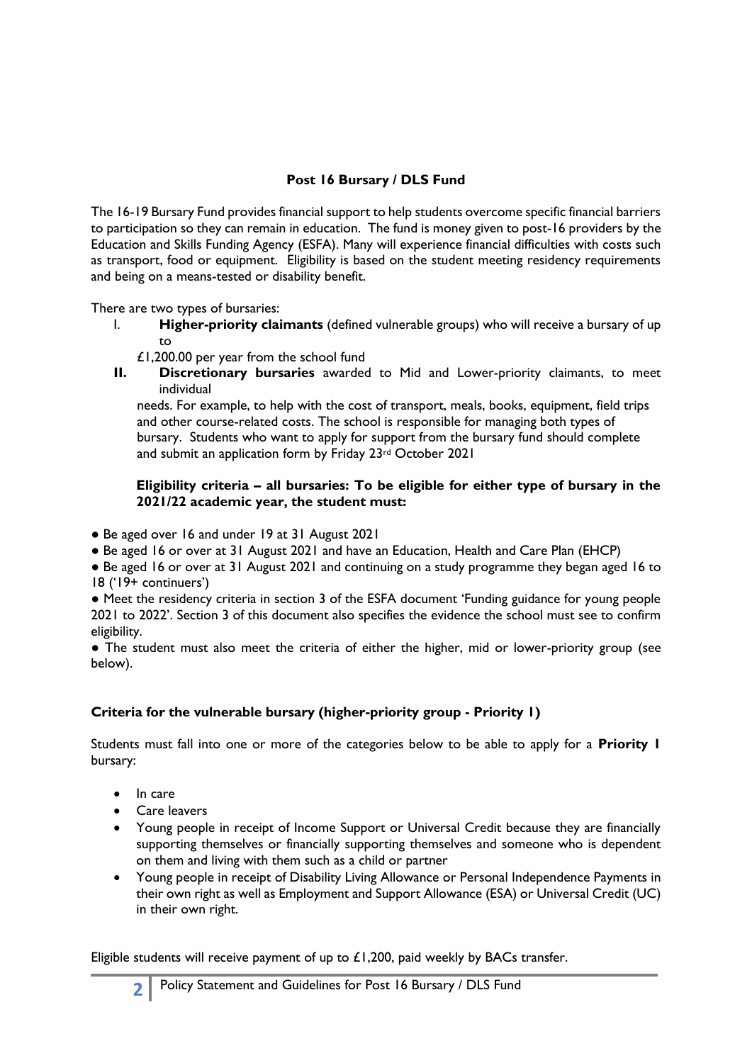**Post 16 Bursary / DLS Fund**

The 16-19 Bursary Fund provides financial support to help students overcome specific financial barriers to participation so they can remain in education. The fund is money given to post-16 providers by the Education and Skills Funding Agency (ESFA). Many will experience financial difficulties with costs such as transport, food or equipment. Eligibility is based on the student meeting residency requirements and being on a means-tested or disability benefit.

There are two types of bursaries:

I. **Higher-priority claimants** (defined vulnerable groups) who will receive a bursary of up to £1,200.00 per year from the school fund

II. **Discretionary bursaries** awarded to Mid and Lower-priority claimants, to meet individual needs. For example, to help with the cost of transport, meals, books, equipment, field trips and other course-related costs. The school is responsible for managing both types of bursary. Students who want to apply for support from the bursary fund should complete and submit an application form by Friday 23rd October 2021

**Eligibility criteria – all bursaries: To be eligible for either type of bursary in the 2021/22 academic year, the student must:**

- Be aged over 16 and under 19 at 31 August 2021
- Be aged 16 or over at 31 August 2021 and have an Education, Health and Care Plan (EHCP)
- Be aged 16 or over at 31 August 2021 and continuing on a study programme they began aged 16 to 18 ('19+ continuers')
- Meet the residency criteria in section 3 of the ESFA document 'Funding guidance for young people 2021 to 2022'. Section 3 of this document also specifies the evidence the school must see to confirm eligibility.
- The student must also meet the criteria of either the higher, mid or lower-priority group (see below).

**Criteria for the vulnerable bursary (higher-priority group - Priority 1)**

Students must fall into one or more of the categories below to be able to apply for a **Priority 1** bursary:

- In care
- Care leavers
- Young people in receipt of Income Support or Universal Credit because they are financially supporting themselves or financially supporting themselves and someone who is dependent on them and living with them such as a child or partner
- Young people in receipt of Disability Living Allowance or Personal Independence Payments in their own right as well as Employment and Support Allowance (ESA) or Universal Credit (UC) in their own right.

Eligible students will receive payment of up to £1,200, paid weekly by BACs transfer.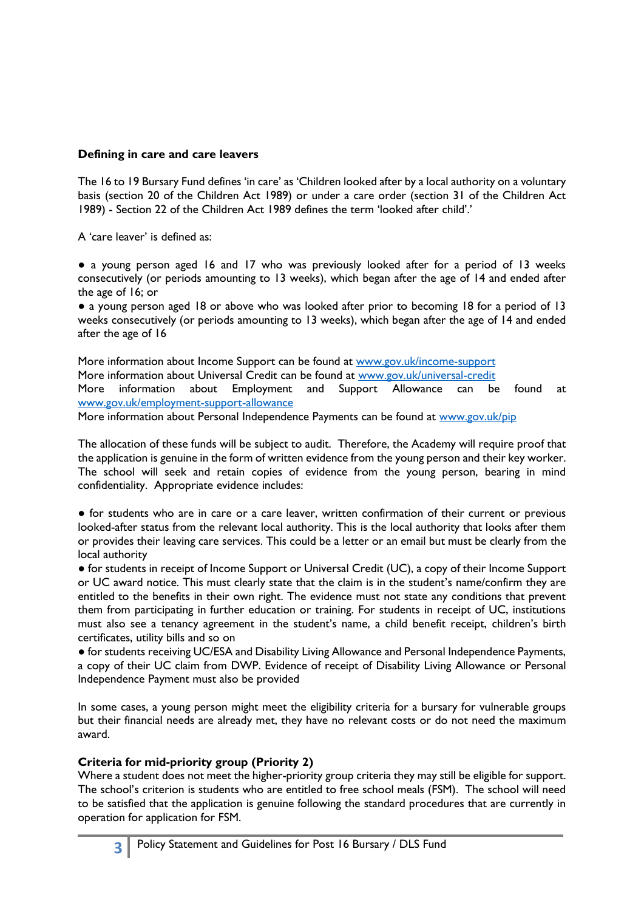**Defining in care and care leavers**

The 16 to 19 Bursary Fund defines 'in care' as 'Children looked after by a local authority on a voluntary basis (section 20 of the Children Act 1989) or under a care order (section 31 of the Children Act 1989) - Section 22 of the Children Act 1989 defines the term 'looked after child'.'

A 'care leaver' is defined as:

- a young person aged 16 and 17 who was previously looked after for a period of 13 weeks consecutively (or periods amounting to 13 weeks), which began after the age of 14 and ended after the age of 16; or
- a young person aged 18 or above who was looked after prior to becoming 18 for a period of 13 weeks consecutively (or periods amounting to 13 weeks), which began after the age of 14 and ended after the age of 16

More information about Income Support can be found at [www.gov.uk/income-support](www.gov.uk/income-support)
More information about Universal Credit can be found at [www.gov.uk/universal-credit](www.gov.uk/universal-credit)
More information about Employment and Support Allowance can be found at [www.gov.uk/employment-support-allowance](www.gov.uk/employment-support-allowance)
More information about Personal Independence Payments can be found at [www.gov.uk/pip](www.gov.uk/pip)

The allocation of these funds will be subject to audit. Therefore, the Academy will require proof that the application is genuine in the form of written evidence from the young person and their key worker. The school will seek and retain copies of evidence from the young person, bearing in mind confidentiality. Appropriate evidence includes:

- for students who are in care or a care leaver, written confirmation of their current or previous looked-after status from the relevant local authority. This is the local authority that looks after them or provides their leaving care services. This could be a letter or an email but must be clearly from the local authority
- for students in receipt of Income Support or Universal Credit (UC), a copy of their Income Support or UC award notice. This must clearly state that the claim is in the student's name/confirm they are entitled to the benefits in their own right. The evidence must not state any conditions that prevent them from participating in further education or training. For students in receipt of UC, institutions must also see a tenancy agreement in the student's name, a child benefit receipt, children's birth certificates, utility bills and so on
- for students receiving UC/ESA and Disability Living Allowance and Personal Independence Payments, a copy of their UC claim from DWP. Evidence of receipt of Disability Living Allowance or Personal Independence Payment must also be provided

In some cases, a young person might meet the eligibility criteria for a bursary for vulnerable groups but their financial needs are already met, they have no relevant costs or do not need the maximum award.

**Criteria for mid-priority group (Priority 2)**

Where a student does not meet the higher-priority group criteria they may still be eligible for support. The school's criterion is students who are entitled to free school meals (FSM). The school will need to be satisfied that the application is genuine following the standard procedures that are currently in operation for application for FSM.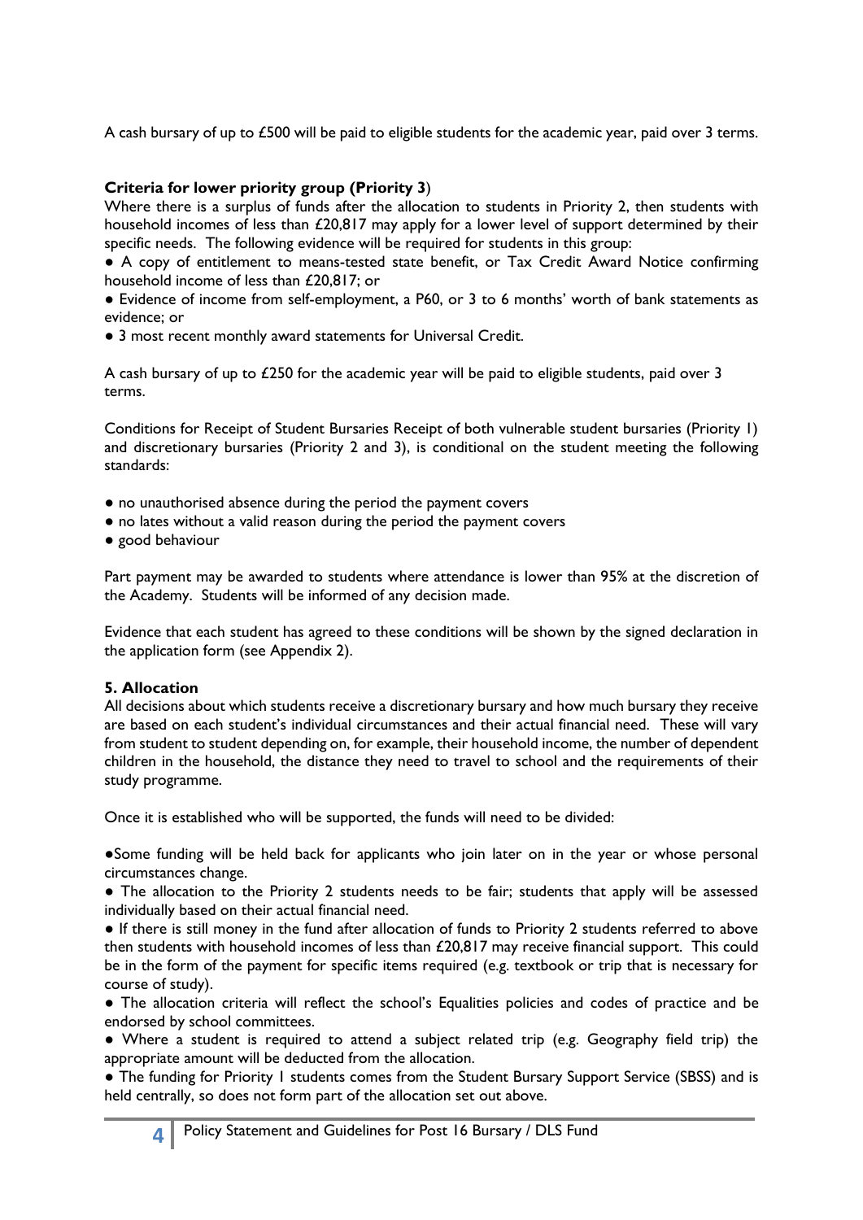A cash bursary of up to £500 will be paid to eligible students for the academic year, paid over 3 terms.

**Criteria for lower priority group (Priority 3**)

Where there is a surplus of funds after the allocation to students in Priority 2, then students with household incomes of less than £20,817 may apply for a lower level of support determined by their specific needs. The following evidence will be required for students in this group:

● A copy of entitlement to means-tested state benefit, or Tax Credit Award Notice confirming household income of less than £20,817; or

● Evidence of income from self-employment, a P60, or 3 to 6 months' worth of bank statements as evidence; or

● 3 most recent monthly award statements for Universal Credit.

A cash bursary of up to £250 for the academic year will be paid to eligible students, paid over 3 terms.

Conditions for Receipt of Student Bursaries Receipt of both vulnerable student bursaries (Priority 1) and discretionary bursaries (Priority 2 and 3), is conditional on the student meeting the following standards:

● no unauthorised absence during the period the payment covers
● no lates without a valid reason during the period the payment covers
● good behaviour

Part payment may be awarded to students where attendance is lower than 95% at the discretion of the Academy. Students will be informed of any decision made.

Evidence that each student has agreed to these conditions will be shown by the signed declaration in the application form (see Appendix 2).

**5. Allocation**

All decisions about which students receive a discretionary bursary and how much bursary they receive are based on each student's individual circumstances and their actual financial need. These will vary from student to student depending on, for example, their household income, the number of dependent children in the household, the distance they need to travel to school and the requirements of their study programme.

Once it is established who will be supported, the funds will need to be divided:

●Some funding will be held back for applicants who join later on in the year or whose personal circumstances change.

● The allocation to the Priority 2 students needs to be fair; students that apply will be assessed individually based on their actual financial need.

● If there is still money in the fund after allocation of funds to Priority 2 students referred to above then students with household incomes of less than £20,817 may receive financial support. This could be in the form of the payment for specific items required (e.g. textbook or trip that is necessary for course of study).

● The allocation criteria will reflect the school's Equalities policies and codes of practice and be endorsed by school committees.

● Where a student is required to attend a subject related trip (e.g. Geography field trip) the appropriate amount will be deducted from the allocation.

● The funding for Priority 1 students comes from the Student Bursary Support Service (SBSS) and is held centrally, so does not form part of the allocation set out above.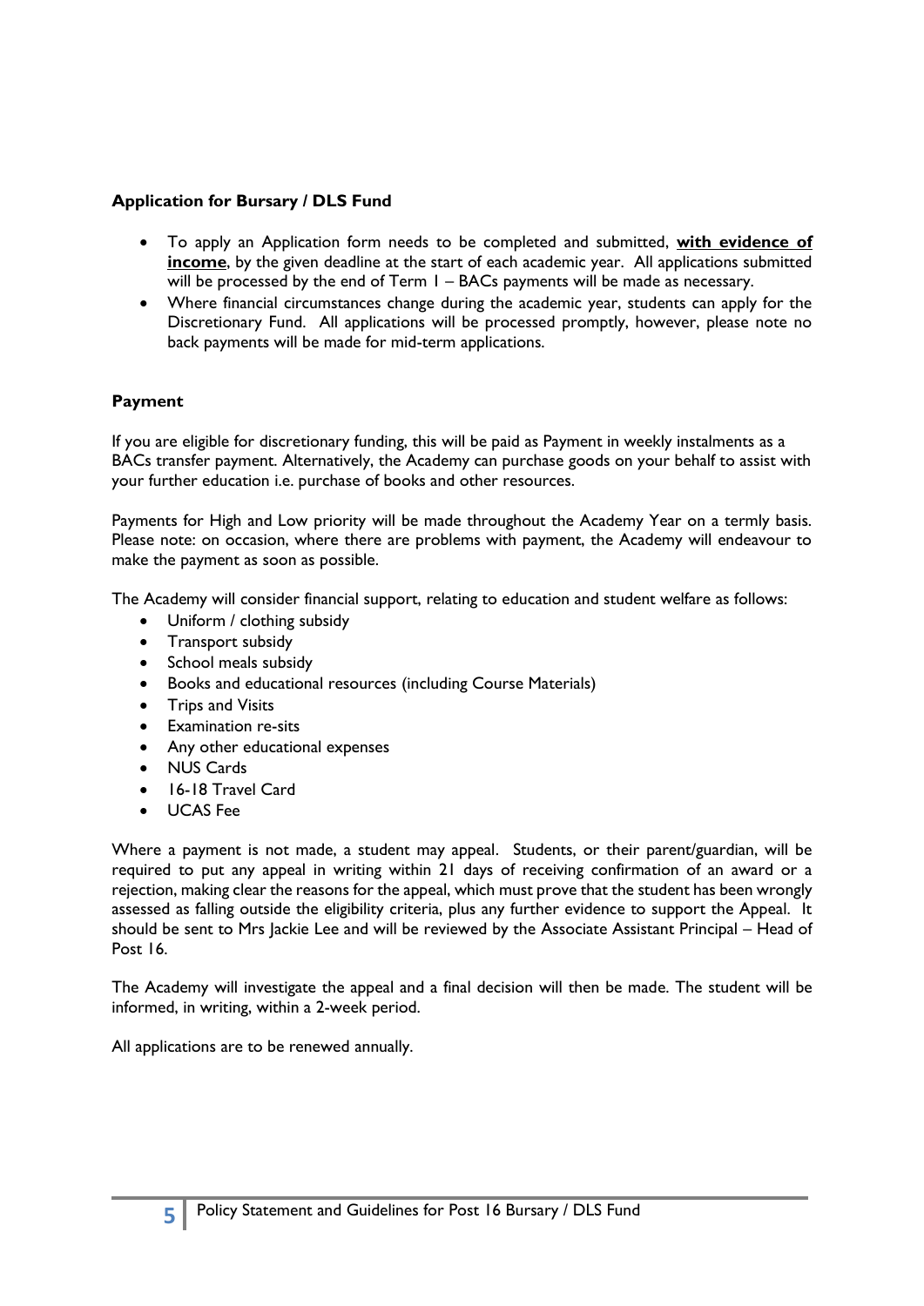**Application for Bursary / DLS Fund**

- To apply an Application form needs to be completed and submitted, **with evidence of income**, by the given deadline at the start of each academic year. All applications submitted will be processed by the end of Term 1 – BACs payments will be made as necessary.
- Where financial circumstances change during the academic year, students can apply for the Discretionary Fund. All applications will be processed promptly, however, please note no back payments will be made for mid-term applications.

**Payment**

If you are eligible for discretionary funding, this will be paid as Payment in weekly instalments as a BACs transfer payment. Alternatively, the Academy can purchase goods on your behalf to assist with your further education i.e. purchase of books and other resources.

Payments for High and Low priority will be made throughout the Academy Year on a termly basis. Please note: on occasion, where there are problems with payment, the Academy will endeavour to make the payment as soon as possible.

The Academy will consider financial support, relating to education and student welfare as follows:

- Uniform / clothing subsidy
- Transport subsidy
- School meals subsidy
- Books and educational resources (including Course Materials)
- Trips and Visits
- Examination re-sits
- Any other educational expenses
- NUS Cards
- 16-18 Travel Card
- UCAS Fee

Where a payment is not made, a student may appeal. Students, or their parent/guardian, will be required to put any appeal in writing within 21 days of receiving confirmation of an award or a rejection, making clear the reasons for the appeal, which must prove that the student has been wrongly assessed as falling outside the eligibility criteria, plus any further evidence to support the Appeal. It should be sent to Mrs Jackie Lee and will be reviewed by the Associate Assistant Principal – Head of Post 16.

The Academy will investigate the appeal and a final decision will then be made. The student will be informed, in writing, within a 2-week period.

All applications are to be renewed annually.